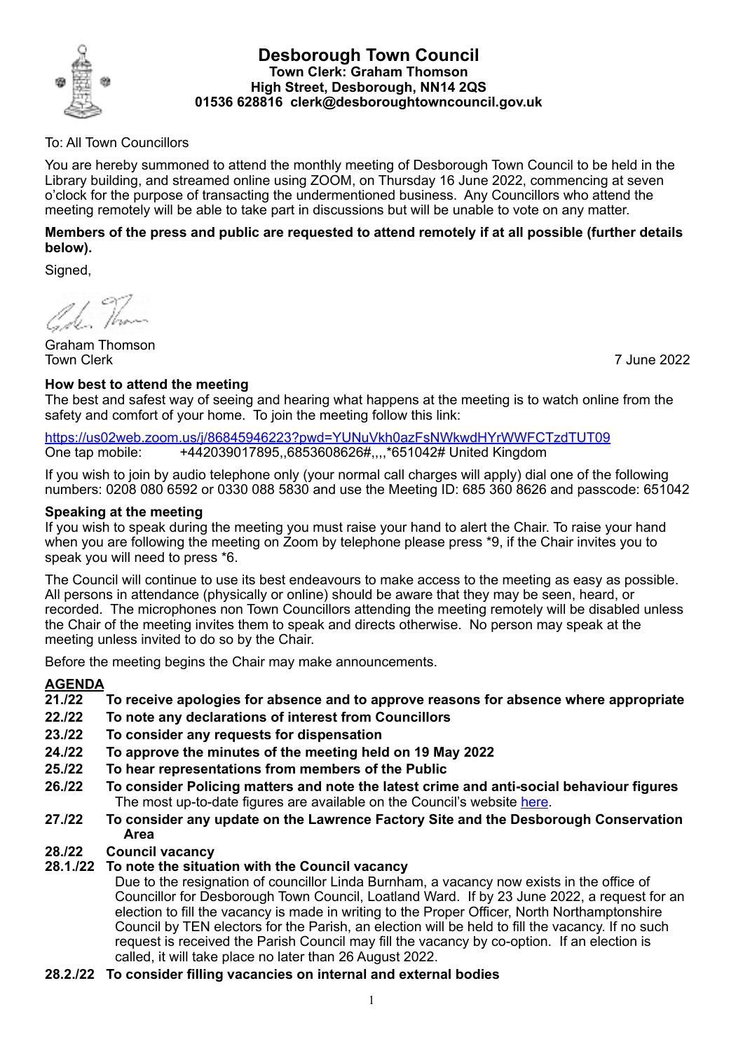# Desborough Town Council

**Town Clerk: Graham Thomson**
**High Street, Desborough, NN14 2QS**
**01536 628816 clerk@desboroughtowncouncil.gov.uk**

To: All Town Councillors

You are hereby summoned to attend the monthly meeting of Desborough Town Council to be held in the Library building, and streamed online using ZOOM, on Thursday 16 June 2022, commencing at seven o'clock for the purpose of transacting the undermentioned business. Any Councillors who attend the meeting remotely will be able to take part in discussions but will be unable to vote on any matter.

**Members of the press and public are requested to attend remotely if at all possible (further details below).**

Signed,

Graham Thomson
Town Clerk

7 June 2022

### How best to attend the meeting

The best and safest way of seeing and hearing what happens at the meeting is to watch online from the safety and comfort of your home. To join the meeting follow this link:

https://us02web.zoom.us/j/86845946223?pwd=YUNuVkh0azFsNWkwdHYrWWFCTzdTUT09
One tap mobile: +442039017895,,6853608626#,,,,*651042# United Kingdom

If you wish to join by audio telephone only (your normal call charges will apply) dial one of the following numbers: 0208 080 6592 or 0330 088 5830 and use the Meeting ID: 685 360 8626 and passcode: 651042

### Speaking at the meeting

If you wish to speak during the meeting you must raise your hand to alert the Chair. To raise your hand when you are following the meeting on Zoom by telephone please press *9, if the Chair invites you to speak you will need to press *6.

The Council will continue to use its best endeavours to make access to the meeting as easy as possible. All persons in attendance (physically or online) should be aware that they may be seen, heard, or recorded. The microphones non Town Councillors attending the meeting remotely will be disabled unless the Chair of the meeting invites them to speak and directs otherwise. No person may speak at the meeting unless invited to do so by the Chair.

Before the meeting begins the Chair may make announcements.

## AGENDA

**21./22 To receive apologies for absence and to approve reasons for absence where appropriate**

**22./22 To note any declarations of interest from Councillors**

**23./22 To consider any requests for dispensation**

**24./22 To approve the minutes of the meeting held on 19 May 2022**

**25./22 To hear representations from members of the Public**

**26./22 To consider Policing matters and note the latest crime and anti-social behaviour figures**
The most up-to-date figures are available on the Council's website here.

**27./22 To consider any update on the Lawrence Factory Site and the Desborough Conservation Area**

**28./22 Council vacancy**

**28.1./22 To note the situation with the Council vacancy**
Due to the resignation of councillor Linda Burnham, a vacancy now exists in the office of Councillor for Desborough Town Council, Loatland Ward. If by 23 June 2022, a request for an election to fill the vacancy is made in writing to the Proper Officer, North Northamptonshire Council by TEN electors for the Parish, an election will be held to fill the vacancy. If no such request is received the Parish Council may fill the vacancy by co-option. If an election is called, it will take place no later than 26 August 2022.

**28.2./22 To consider filling vacancies on internal and external bodies**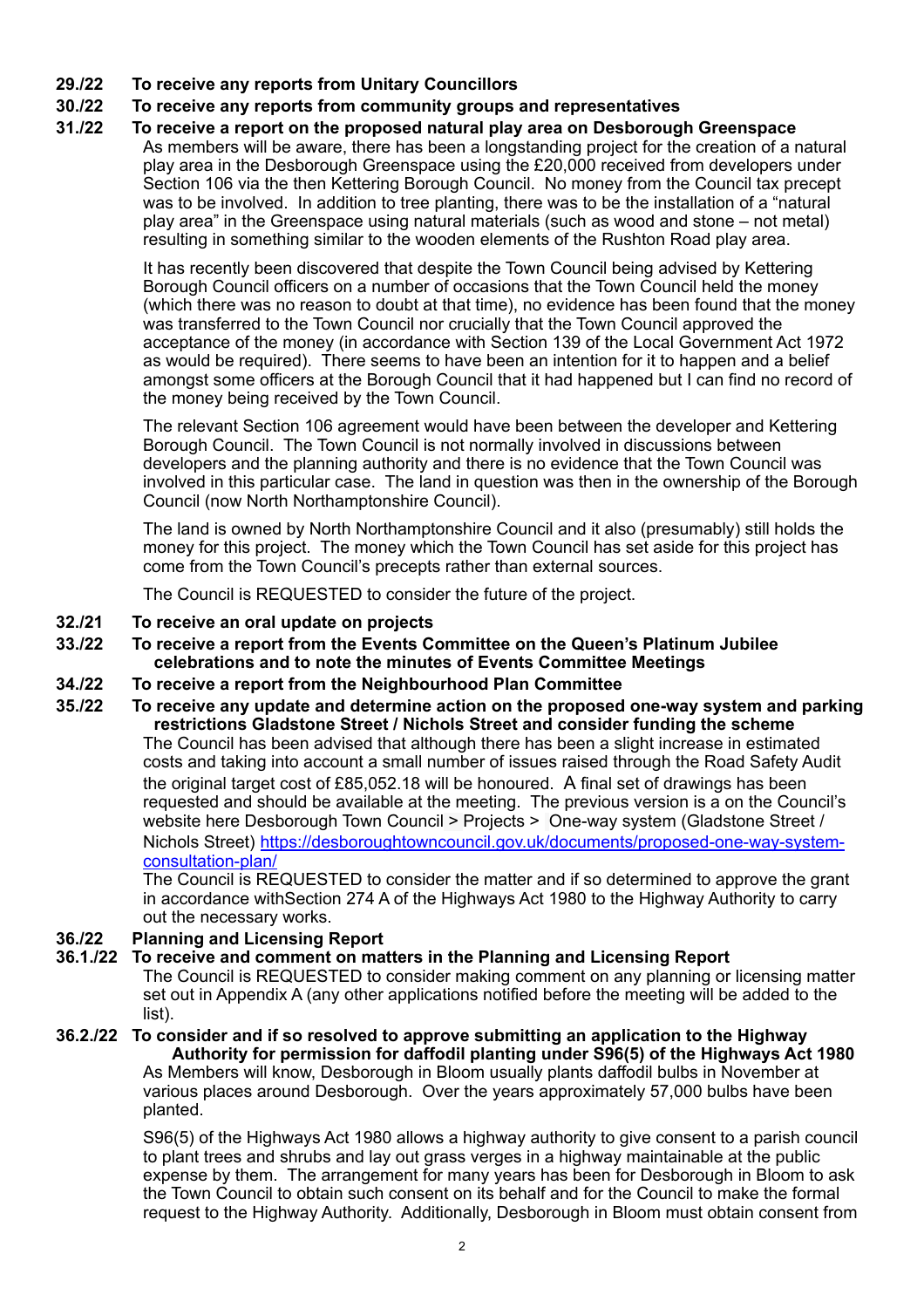**29./22 To receive any reports from Unitary Councillors**

**30./22 To receive any reports from community groups and representatives**

**31./22 To receive a report on the proposed natural play area on Desborough Greenspace**

As members will be aware, there has been a longstanding project for the creation of a natural play area in the Desborough Greenspace using the £20,000 received from developers under Section 106 via the then Kettering Borough Council. No money from the Council tax precept was to be involved. In addition to tree planting, there was to be the installation of a "natural play area" in the Greenspace using natural materials (such as wood and stone – not metal) resulting in something similar to the wooden elements of the Rushton Road play area.

It has recently been discovered that despite the Town Council being advised by Kettering Borough Council officers on a number of occasions that the Town Council held the money (which there was no reason to doubt at that time), no evidence has been found that the money was transferred to the Town Council nor crucially that the Town Council approved the acceptance of the money (in accordance with Section 139 of the Local Government Act 1972 as would be required). There seems to have been an intention for it to happen and a belief amongst some officers at the Borough Council that it had happened but I can find no record of the money being received by the Town Council.

The relevant Section 106 agreement would have been between the developer and Kettering Borough Council. The Town Council is not normally involved in discussions between developers and the planning authority and there is no evidence that the Town Council was involved in this particular case. The land in question was then in the ownership of the Borough Council (now North Northamptonshire Council).

The land is owned by North Northamptonshire Council and it also (presumably) still holds the money for this project. The money which the Town Council has set aside for this project has come from the Town Council's precepts rather than external sources.

The Council is REQUESTED to consider the future of the project.

**32./21 To receive an oral update on projects**

**33./22 To receive a report from the Events Committee on the Queen's Platinum Jubilee celebrations and to note the minutes of Events Committee Meetings**

**34./22 To receive a report from the Neighbourhood Plan Committee**

**35./22 To receive any update and determine action on the proposed one-way system and parking restrictions Gladstone Street / Nichols Street and consider funding the scheme**

The Council has been advised that although there has been a slight increase in estimated costs and taking into account a small number of issues raised through the Road Safety Audit the original target cost of £85,052.18 will be honoured. A final set of drawings has been requested and should be available at the meeting. The previous version is a on the Council's website here Desborough Town Council > Projects > One-way system (Gladstone Street / Nichols Street) [https://desboroughtowncouncil.gov.uk/documents/proposed-one-way-system-consultation-plan/](https://desboroughtowncouncil.gov.uk/documents/proposed-one-way-system-consultation-plan/)

The Council is REQUESTED to consider the matter and if so determined to approve the grant in accordance withSection 274 A of the Highways Act 1980 to the Highway Authority to carry out the necessary works.

**36./22 Planning and Licensing Report**

**36.1./22 To receive and comment on matters in the Planning and Licensing Report**

The Council is REQUESTED to consider making comment on any planning or licensing matter set out in Appendix A (any other applications notified before the meeting will be added to the list).

**36.2./22 To consider and if so resolved to approve submitting an application to the Highway Authority for permission for daffodil planting under S96(5) of the Highways Act 1980**

As Members will know, Desborough in Bloom usually plants daffodil bulbs in November at various places around Desborough. Over the years approximately 57,000 bulbs have been planted.

S96(5) of the Highways Act 1980 allows a highway authority to give consent to a parish council to plant trees and shrubs and lay out grass verges in a highway maintainable at the public expense by them. The arrangement for many years has been for Desborough in Bloom to ask the Town Council to obtain such consent on its behalf and for the Council to make the formal request to the Highway Authority. Additionally, Desborough in Bloom must obtain consent from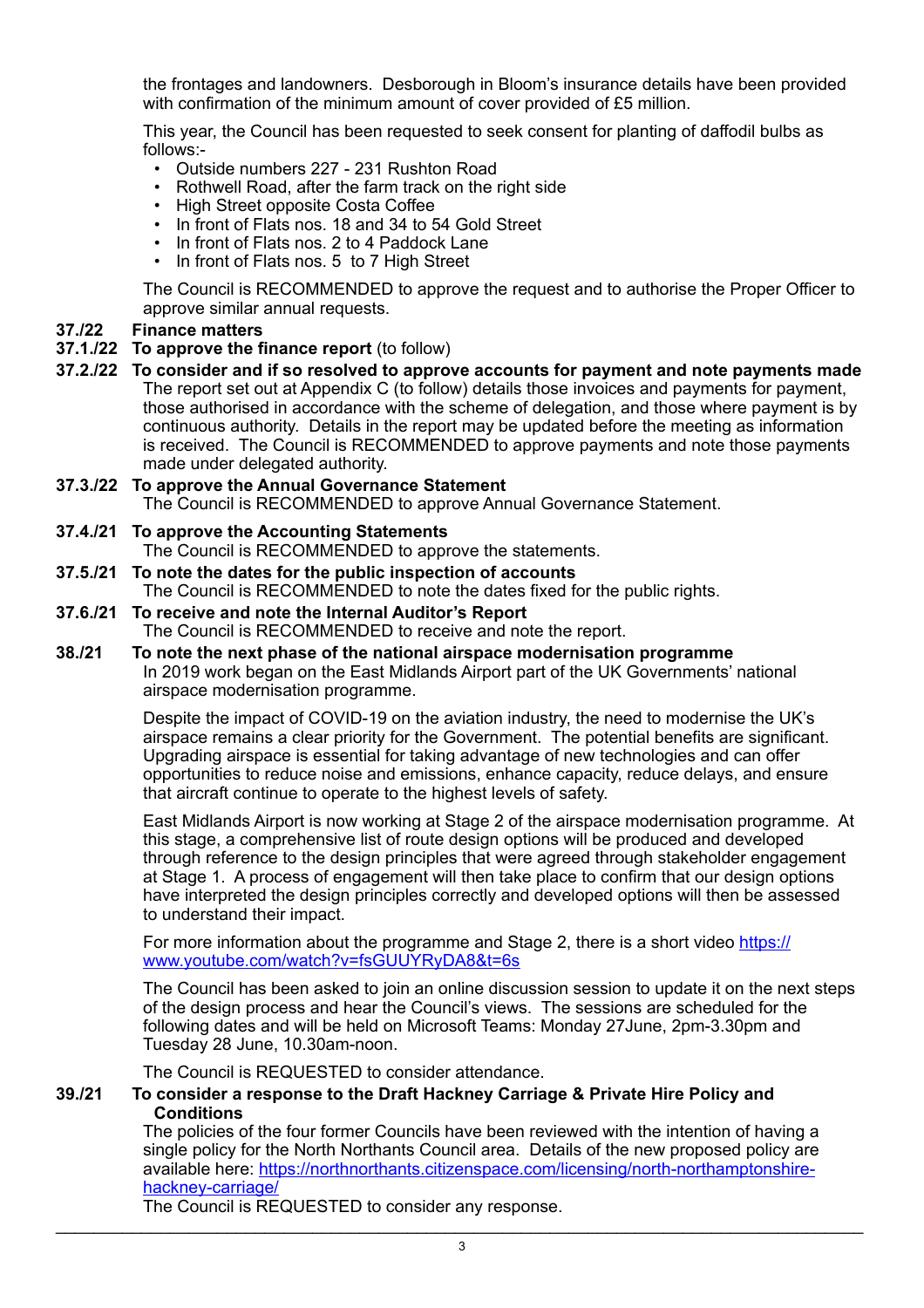the frontages and landowners. Desborough in Bloom's insurance details have been provided with confirmation of the minimum amount of cover provided of £5 million.

This year, the Council has been requested to seek consent for planting of daffodil bulbs as follows:-

- Outside numbers 227 - 231 Rushton Road
- Rothwell Road, after the farm track on the right side
- High Street opposite Costa Coffee
- In front of Flats nos. 18 and 34 to 54 Gold Street
- In front of Flats nos. 2 to 4 Paddock Lane
- In front of Flats nos. 5 to 7 High Street

The Council is RECOMMENDED to approve the request and to authorise the Proper Officer to approve similar annual requests.

**37./22 Finance matters**

**37.1./22 To approve the finance report** (to follow)

**37.2./22 To consider and if so resolved to approve accounts for payment and note payments made**

The report set out at Appendix C (to follow) details those invoices and payments for payment, those authorised in accordance with the scheme of delegation, and those where payment is by continuous authority. Details in the report may be updated before the meeting as information is received. The Council is RECOMMENDED to approve payments and note those payments made under delegated authority.

**37.3./22 To approve the Annual Governance Statement**

The Council is RECOMMENDED to approve Annual Governance Statement.

**37.4./21 To approve the Accounting Statements**

The Council is RECOMMENDED to approve the statements.

**37.5./21 To note the dates for the public inspection of accounts**

The Council is RECOMMENDED to note the dates fixed for the public rights.

**37.6./21 To receive and note the Internal Auditor's Report**

The Council is RECOMMENDED to receive and note the report.

**38./21 To note the next phase of the national airspace modernisation programme**

In 2019 work began on the East Midlands Airport part of the UK Governments' national airspace modernisation programme.

Despite the impact of COVID-19 on the aviation industry, the need to modernise the UK's airspace remains a clear priority for the Government. The potential benefits are significant. Upgrading airspace is essential for taking advantage of new technologies and can offer opportunities to reduce noise and emissions, enhance capacity, reduce delays, and ensure that aircraft continue to operate to the highest levels of safety.

East Midlands Airport is now working at Stage 2 of the airspace modernisation programme. At this stage, a comprehensive list of route design options will be produced and developed through reference to the design principles that were agreed through stakeholder engagement at Stage 1. A process of engagement will then take place to confirm that our design options have interpreted the design principles correctly and developed options will then be assessed to understand their impact.

For more information about the programme and Stage 2, there is a short video [https://www.youtube.com/watch?v=fsGUUYRyDA8&t=6s](https://www.youtube.com/watch?v=fsGUUYRyDA8&t=6s)

The Council has been asked to join an online discussion session to update it on the next steps of the design process and hear the Council's views. The sessions are scheduled for the following dates and will be held on Microsoft Teams: Monday 27June, 2pm-3.30pm and Tuesday 28 June, 10.30am-noon.

The Council is REQUESTED to consider attendance.

**39./21 To consider a response to the Draft Hackney Carriage & Private Hire Policy and Conditions**

The policies of the four former Councils have been reviewed with the intention of having a single policy for the North Northants Council area. Details of the new proposed policy are available here: [https://northnorthants.citizenspace.com/licensing/north-northamptonshire-hackney-carriage/](https://northnorthants.citizenspace.com/licensing/north-northamptonshire-hackney-carriage/)

The Council is REQUESTED to consider any response.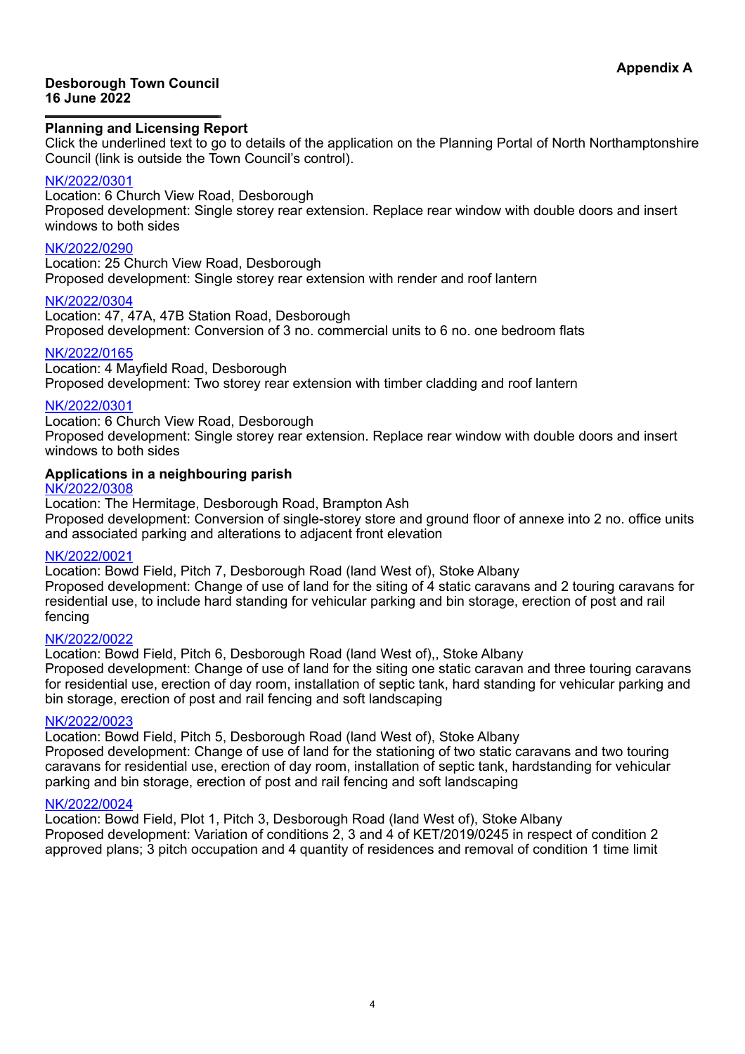**Appendix A**

**Desborough Town Council**
**16 June 2022**

---

**Planning and Licensing Report**

Click the underlined text to go to details of the application on the Planning Portal of North Northamptonshire Council (link is outside the Town Council's control).

NK/2022/0301
Location: 6 Church View Road, Desborough
Proposed development: Single storey rear extension. Replace rear window with double doors and insert windows to both sides

NK/2022/0290
Location: 25 Church View Road, Desborough
Proposed development: Single storey rear extension with render and roof lantern

NK/2022/0304
Location: 47, 47A, 47B Station Road, Desborough
Proposed development: Conversion of 3 no. commercial units to 6 no. one bedroom flats

NK/2022/0165
Location: 4 Mayfield Road, Desborough
Proposed development: Two storey rear extension with timber cladding and roof lantern

NK/2022/0301
Location: 6 Church View Road, Desborough
Proposed development: Single storey rear extension. Replace rear window with double doors and insert windows to both sides

**Applications in a neighbouring parish**

NK/2022/0308
Location: The Hermitage, Desborough Road, Brampton Ash
Proposed development: Conversion of single-storey store and ground floor of annexe into 2 no. office units and associated parking and alterations to adjacent front elevation

NK/2022/0021
Location: Bowd Field, Pitch 7, Desborough Road (land West of), Stoke Albany
Proposed development: Change of use of land for the siting of 4 static caravans and 2 touring caravans for residential use, to include hard standing for vehicular parking and bin storage, erection of post and rail fencing

NK/2022/0022
Location: Bowd Field, Pitch 6, Desborough Road (land West of),, Stoke Albany
Proposed development: Change of use of land for the siting one static caravan and three touring caravans for residential use, erection of day room, installation of septic tank, hard standing for vehicular parking and bin storage, erection of post and rail fencing and soft landscaping

NK/2022/0023
Location: Bowd Field, Pitch 5, Desborough Road (land West of), Stoke Albany
Proposed development: Change of use of land for the stationing of two static caravans and two touring caravans for residential use, erection of day room, installation of septic tank, hardstanding for vehicular parking and bin storage, erection of post and rail fencing and soft landscaping

NK/2022/0024
Location: Bowd Field, Plot 1, Pitch 3, Desborough Road (land West of), Stoke Albany
Proposed development: Variation of conditions 2, 3 and 4 of KET/2019/0245 in respect of condition 2 approved plans; 3 pitch occupation and 4 quantity of residences and removal of condition 1 time limit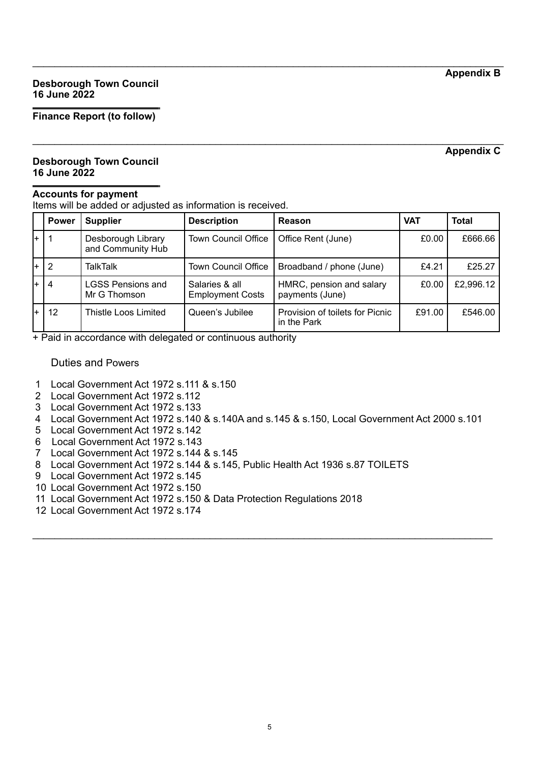**Appendix B**

**Desborough Town Council**
**16 June 2022**

**Finance Report (to follow)**

**Appendix C**

**Desborough Town Council**
**16 June 2022**

**Accounts for payment**

Items will be added or adjusted as information is received.

| | Power | Supplier | Description | Reason | VAT | Total |
|---|---|---|---|---|---|---|
| + | 1 | Desborough Library and Community Hub | Town Council Office | Office Rent (June) | £0.00 | £666.66 |
| + | 2 | TalkTalk | Town Council Office | Broadband / phone (June) | £4.21 | £25.27 |
| + | 4 | LGSS Pensions and Mr G Thomson | Salaries & all Employment Costs | HMRC, pension and salary payments (June) | £0.00 | £2,996.12 |
| + | 12 | Thistle Loos Limited | Queen's Jubilee | Provision of toilets for Picnic in the Park | £91.00 | £546.00 |

+ Paid in accordance with delegated or continuous authority

Duties and Powers

1. Local Government Act 1972 s.111 & s.150
2. Local Government Act 1972 s.112
3. Local Government Act 1972 s.133
4. Local Government Act 1972 s.140 & s.140A and s.145 & s.150, Local Government Act 2000 s.101
5. Local Government Act 1972 s.142
6. Local Government Act 1972 s.143
7. Local Government Act 1972 s.144 & s.145
8. Local Government Act 1972 s.144 & s.145, Public Health Act 1936 s.87 TOILETS
9. Local Government Act 1972 s.145
10. Local Government Act 1972 s.150
11. Local Government Act 1972 s.150 & Data Protection Regulations 2018
12. Local Government Act 1972 s.174